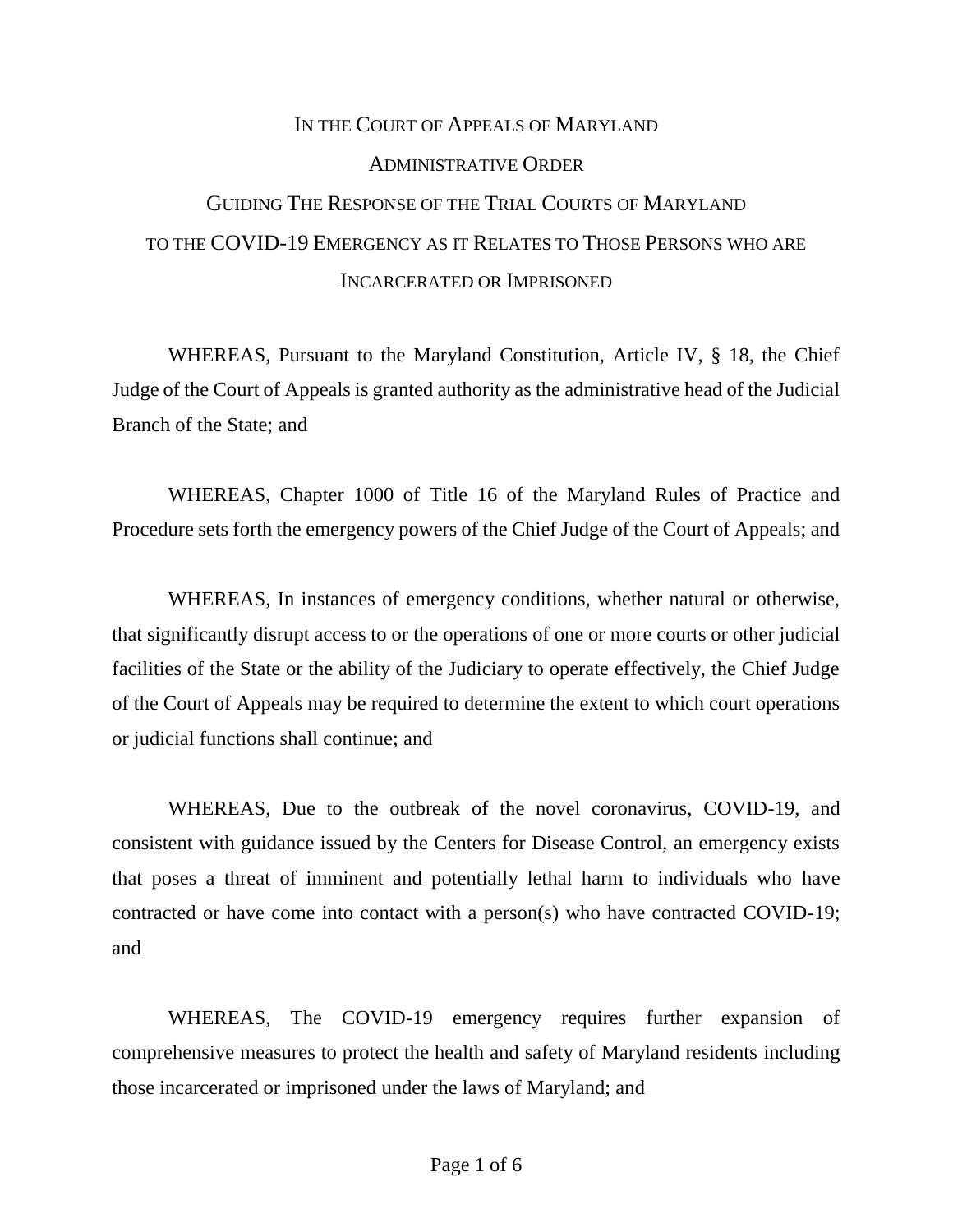# IN THE COURT OF APPEALS OF MARYLAND

## ADMINISTRATIVE ORDER

## GUIDING THE RESPONSE OF THE TRIAL COURTS OF MARYLAND TO THE COVID-19 EMERGENCY AS IT RELATES TO THOSE PERSONS WHO ARE INCARCERATED OR IMPRISONED

WHEREAS, Pursuant to the Maryland Constitution, Article IV, § 18, the Chief Judge of the Court of Appeals is granted authority as the administrative head of the Judicial Branch of the State; and

WHEREAS, Chapter 1000 of Title 16 of the Maryland Rules of Practice and Procedure sets forth the emergency powers of the Chief Judge of the Court of Appeals; and

WHEREAS, In instances of emergency conditions, whether natural or otherwise, that significantly disrupt access to or the operations of one or more courts or other judicial facilities of the State or the ability of the Judiciary to operate effectively, the Chief Judge of the Court of Appeals may be required to determine the extent to which court operations or judicial functions shall continue; and

WHEREAS, Due to the outbreak of the novel coronavirus, COVID-19, and consistent with guidance issued by the Centers for Disease Control, an emergency exists that poses a threat of imminent and potentially lethal harm to individuals who have contracted or have come into contact with a person(s) who have contracted COVID-19; and

WHEREAS, The COVID-19 emergency requires further expansion of comprehensive measures to protect the health and safety of Maryland residents including those incarcerated or imprisoned under the laws of Maryland; and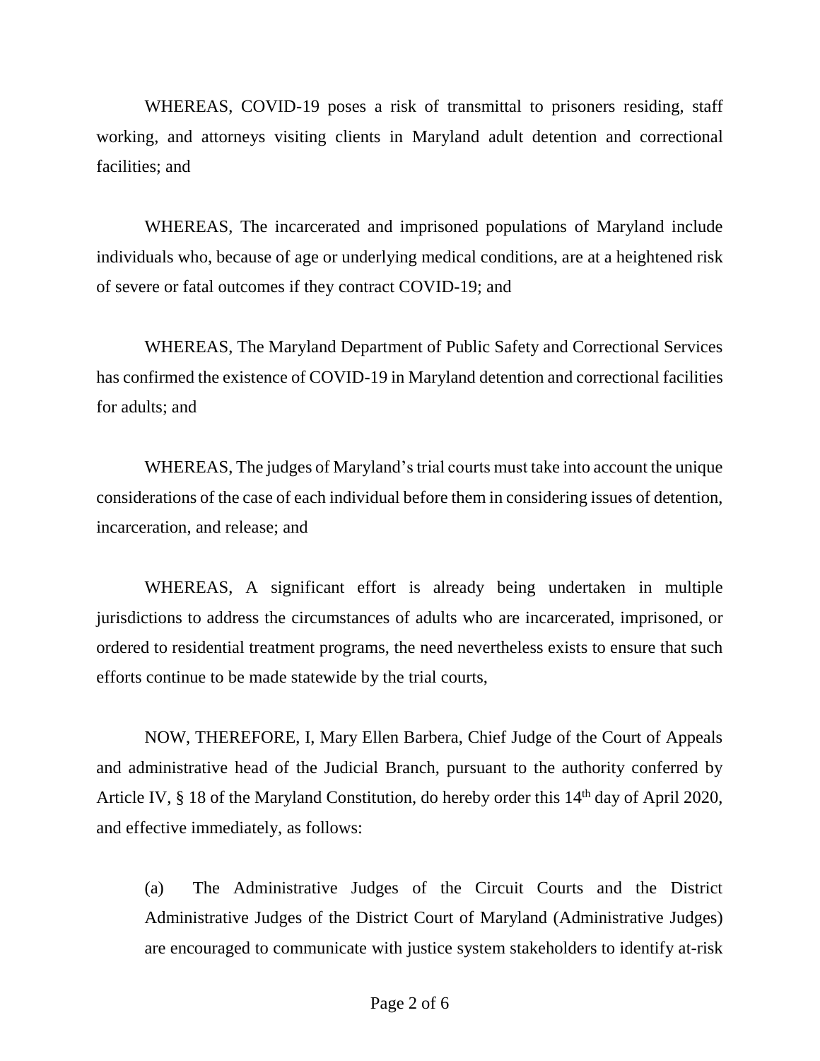WHEREAS, COVID-19 poses a risk of transmittal to prisoners residing, staff working, and attorneys visiting clients in Maryland adult detention and correctional facilities; and

WHEREAS, The incarcerated and imprisoned populations of Maryland include individuals who, because of age or underlying medical conditions, are at a heightened risk of severe or fatal outcomes if they contract COVID-19; and

WHEREAS, The Maryland Department of Public Safety and Correctional Services has confirmed the existence of COVID-19 in Maryland detention and correctional facilities for adults; and

WHEREAS, The judges of Maryland's trial courts must take into account the unique considerations of the case of each individual before them in considering issues of detention, incarceration, and release; and

WHEREAS, A significant effort is already being undertaken in multiple jurisdictions to address the circumstances of adults who are incarcerated, imprisoned, or ordered to residential treatment programs, the need nevertheless exists to ensure that such efforts continue to be made statewide by the trial courts,

NOW, THEREFORE, I, Mary Ellen Barbera, Chief Judge of the Court of Appeals and administrative head of the Judicial Branch, pursuant to the authority conferred by Article IV, § 18 of the Maryland Constitution, do hereby order this 14th day of April 2020, and effective immediately, as follows:

(a) The Administrative Judges of the Circuit Courts and the District Administrative Judges of the District Court of Maryland (Administrative Judges) are encouraged to communicate with justice system stakeholders to identify at-risk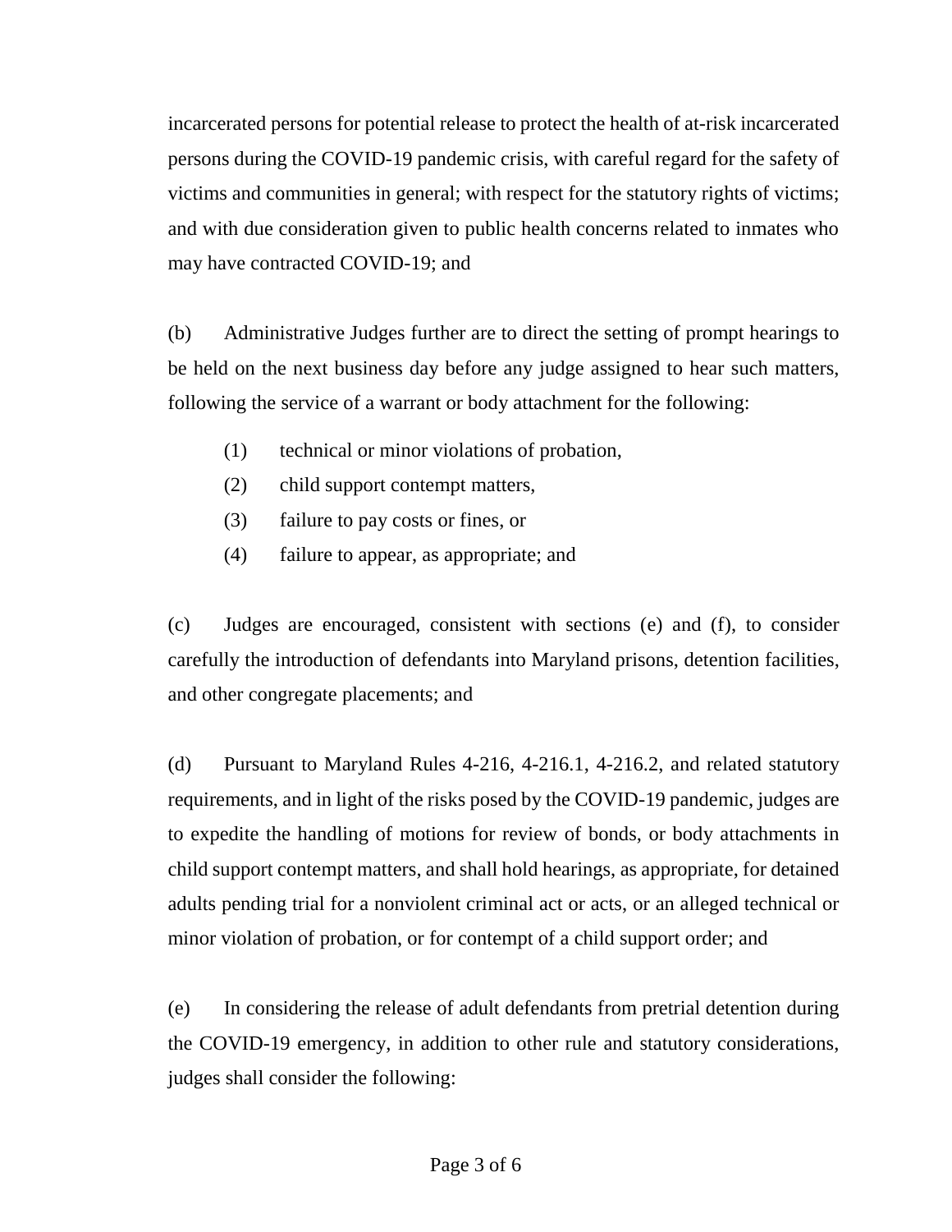incarcerated persons for potential release to protect the health of at-risk incarcerated persons during the COVID-19 pandemic crisis, with careful regard for the safety of victims and communities in general; with respect for the statutory rights of victims; and with due consideration given to public health concerns related to inmates who may have contracted COVID-19; and

(b) Administrative Judges further are to direct the setting of prompt hearings to be held on the next business day before any judge assigned to hear such matters, following the service of a warrant or body attachment for the following:

(1) technical or minor violations of probation,

(2) child support contempt matters,

(3) failure to pay costs or fines, or

(4) failure to appear, as appropriate; and

(c) Judges are encouraged, consistent with sections (e) and (f), to consider carefully the introduction of defendants into Maryland prisons, detention facilities, and other congregate placements; and

(d) Pursuant to Maryland Rules 4-216, 4-216.1, 4-216.2, and related statutory requirements, and in light of the risks posed by the COVID-19 pandemic, judges are to expedite the handling of motions for review of bonds, or body attachments in child support contempt matters, and shall hold hearings, as appropriate, for detained adults pending trial for a nonviolent criminal act or acts, or an alleged technical or minor violation of probation, or for contempt of a child support order; and

(e) In considering the release of adult defendants from pretrial detention during the COVID-19 emergency, in addition to other rule and statutory considerations, judges shall consider the following: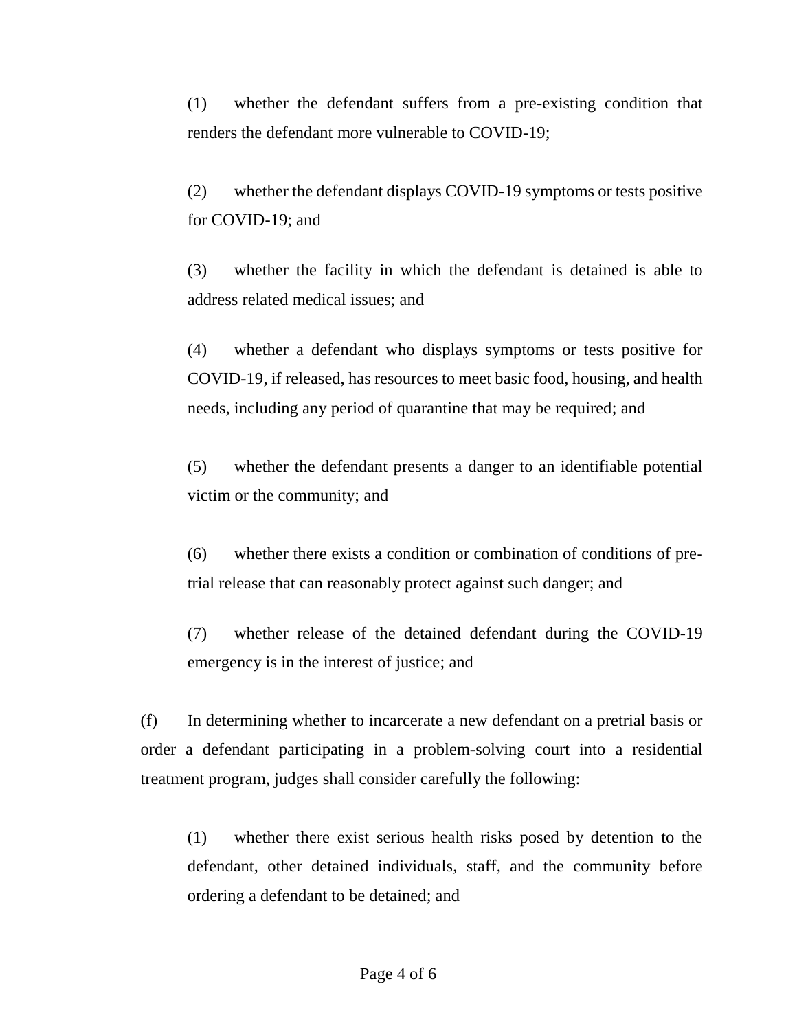(1) whether the defendant suffers from a pre-existing condition that renders the defendant more vulnerable to COVID-19;

(2) whether the defendant displays COVID-19 symptoms or tests positive for COVID-19; and

(3) whether the facility in which the defendant is detained is able to address related medical issues; and

(4) whether a defendant who displays symptoms or tests positive for COVID-19, if released, has resources to meet basic food, housing, and health needs, including any period of quarantine that may be required; and

(5) whether the defendant presents a danger to an identifiable potential victim or the community; and

(6) whether there exists a condition or combination of conditions of pre-trial release that can reasonably protect against such danger; and

(7) whether release of the detained defendant during the COVID-19 emergency is in the interest of justice; and

(f) In determining whether to incarcerate a new defendant on a pretrial basis or order a defendant participating in a problem-solving court into a residential treatment program, judges shall consider carefully the following:

(1) whether there exist serious health risks posed by detention to the defendant, other detained individuals, staff, and the community before ordering a defendant to be detained; and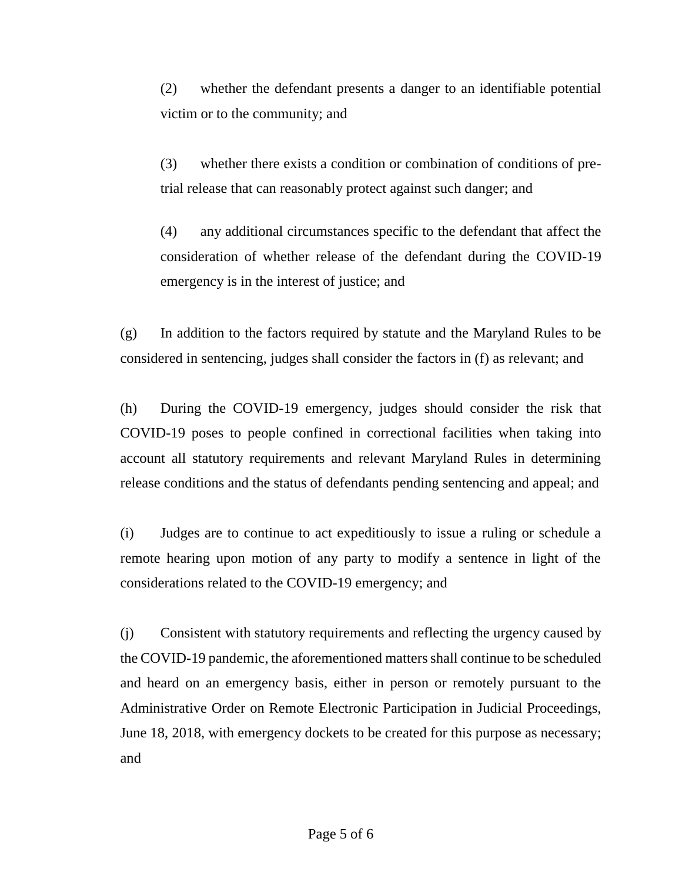(2) whether the defendant presents a danger to an identifiable potential victim or to the community; and

(3) whether there exists a condition or combination of conditions of pre-trial release that can reasonably protect against such danger; and

(4) any additional circumstances specific to the defendant that affect the consideration of whether release of the defendant during the COVID-19 emergency is in the interest of justice; and

(g) In addition to the factors required by statute and the Maryland Rules to be considered in sentencing, judges shall consider the factors in (f) as relevant; and

(h) During the COVID-19 emergency, judges should consider the risk that COVID-19 poses to people confined in correctional facilities when taking into account all statutory requirements and relevant Maryland Rules in determining release conditions and the status of defendants pending sentencing and appeal; and

(i) Judges are to continue to act expeditiously to issue a ruling or schedule a remote hearing upon motion of any party to modify a sentence in light of the considerations related to the COVID-19 emergency; and

(j) Consistent with statutory requirements and reflecting the urgency caused by the COVID-19 pandemic, the aforementioned matters shall continue to be scheduled and heard on an emergency basis, either in person or remotely pursuant to the Administrative Order on Remote Electronic Participation in Judicial Proceedings, June 18, 2018, with emergency dockets to be created for this purpose as necessary; and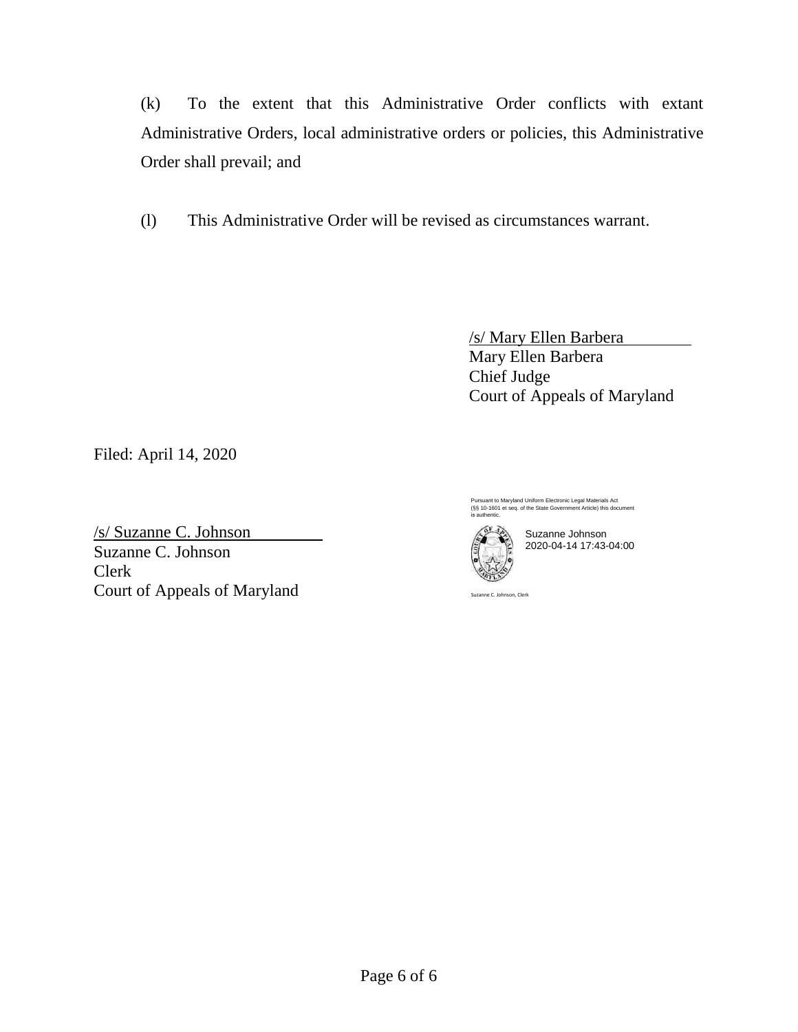(k) To the extent that this Administrative Order conflicts with extant Administrative Orders, local administrative orders or policies, this Administrative Order shall prevail; and

(l) This Administrative Order will be revised as circumstances warrant.

/s/ Mary Ellen Barbera
Mary Ellen Barbera
Chief Judge
Court of Appeals of Maryland

Filed: April 14, 2020

/s/ Suzanne C. Johnson
Suzanne C. Johnson
Clerk
Court of Appeals of Maryland

Pursuant to Maryland Uniform Electronic Legal Materials Act (§§ 10-1601 et seq. of the State Government Article) this document is authentic.

Suzanne Johnson
2020-04-14 17:43-04:00

Suzanne C. Johnson, Clerk